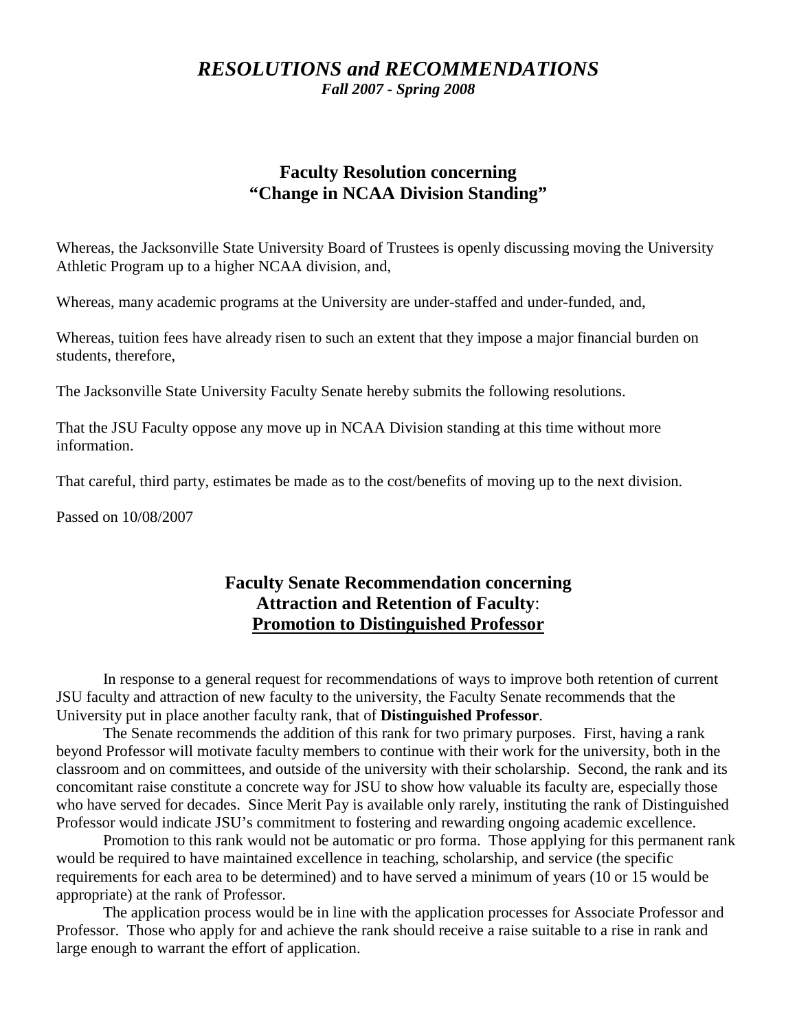# *RESOLUTIONS and RECOMMENDATIONS*

***Fall 2007 - Spring 2008***

## Faculty Resolution concerning "Change in NCAA Division Standing"

Whereas, the Jacksonville State University Board of Trustees is openly discussing moving the University Athletic Program up to a higher NCAA division, and,

Whereas, many academic programs at the University are under-staffed and under-funded, and,

Whereas, tuition fees have already risen to such an extent that they impose a major financial burden on students, therefore,

The Jacksonville State University Faculty Senate hereby submits the following resolutions.

That the JSU Faculty oppose any move up in NCAA Division standing at this time without more information.

That careful, third party, estimates be made as to the cost/benefits of moving up to the next division.

Passed on 10/08/2007

## Faculty Senate Recommendation concerning Attraction and Retention of Faculty: Promotion to Distinguished Professor

In response to a general request for recommendations of ways to improve both retention of current JSU faculty and attraction of new faculty to the university, the Faculty Senate recommends that the University put in place another faculty rank, that of **Distinguished Professor**.

The Senate recommends the addition of this rank for two primary purposes. First, having a rank beyond Professor will motivate faculty members to continue with their work for the university, both in the classroom and on committees, and outside of the university with their scholarship. Second, the rank and its concomitant raise constitute a concrete way for JSU to show how valuable its faculty are, especially those who have served for decades. Since Merit Pay is available only rarely, instituting the rank of Distinguished Professor would indicate JSU's commitment to fostering and rewarding ongoing academic excellence.

Promotion to this rank would not be automatic or pro forma. Those applying for this permanent rank would be required to have maintained excellence in teaching, scholarship, and service (the specific requirements for each area to be determined) and to have served a minimum of years (10 or 15 would be appropriate) at the rank of Professor.

The application process would be in line with the application processes for Associate Professor and Professor. Those who apply for and achieve the rank should receive a raise suitable to a rise in rank and large enough to warrant the effort of application.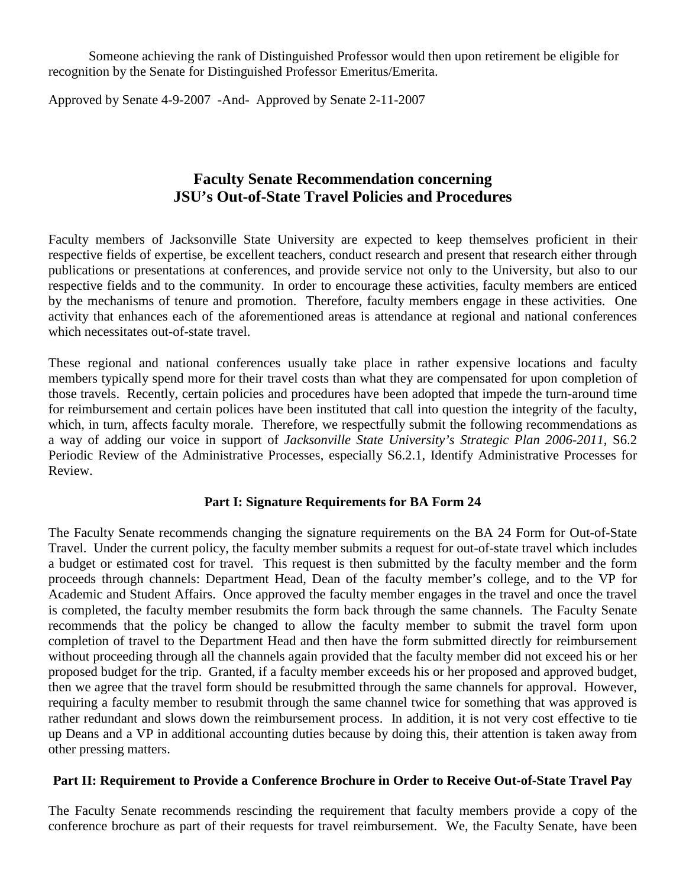Someone achieving the rank of Distinguished Professor would then upon retirement be eligible for recognition by the Senate for Distinguished Professor Emeritus/Emerita.

Approved by Senate 4-9-2007 -And- Approved by Senate 2-11-2007

## Faculty Senate Recommendation concerning JSU's Out-of-State Travel Policies and Procedures

Faculty members of Jacksonville State University are expected to keep themselves proficient in their respective fields of expertise, be excellent teachers, conduct research and present that research either through publications or presentations at conferences, and provide service not only to the University, but also to our respective fields and to the community. In order to encourage these activities, faculty members are enticed by the mechanisms of tenure and promotion. Therefore, faculty members engage in these activities. One activity that enhances each of the aforementioned areas is attendance at regional and national conferences which necessitates out-of-state travel.

These regional and national conferences usually take place in rather expensive locations and faculty members typically spend more for their travel costs than what they are compensated for upon completion of those travels. Recently, certain policies and procedures have been adopted that impede the turn-around time for reimbursement and certain polices have been instituted that call into question the integrity of the faculty, which, in turn, affects faculty morale. Therefore, we respectfully submit the following recommendations as a way of adding our voice in support of *Jacksonville State University's Strategic Plan 2006-2011*, S6.2 Periodic Review of the Administrative Processes, especially S6.2.1, Identify Administrative Processes for Review.

### Part I: Signature Requirements for BA Form 24

The Faculty Senate recommends changing the signature requirements on the BA 24 Form for Out-of-State Travel. Under the current policy, the faculty member submits a request for out-of-state travel which includes a budget or estimated cost for travel. This request is then submitted by the faculty member and the form proceeds through channels: Department Head, Dean of the faculty member's college, and to the VP for Academic and Student Affairs. Once approved the faculty member engages in the travel and once the travel is completed, the faculty member resubmits the form back through the same channels. The Faculty Senate recommends that the policy be changed to allow the faculty member to submit the travel form upon completion of travel to the Department Head and then have the form submitted directly for reimbursement without proceeding through all the channels again provided that the faculty member did not exceed his or her proposed budget for the trip. Granted, if a faculty member exceeds his or her proposed and approved budget, then we agree that the travel form should be resubmitted through the same channels for approval. However, requiring a faculty member to resubmit through the same channel twice for something that was approved is rather redundant and slows down the reimbursement process. In addition, it is not very cost effective to tie up Deans and a VP in additional accounting duties because by doing this, their attention is taken away from other pressing matters.

### Part II: Requirement to Provide a Conference Brochure in Order to Receive Out-of-State Travel Pay

The Faculty Senate recommends rescinding the requirement that faculty members provide a copy of the conference brochure as part of their requests for travel reimbursement. We, the Faculty Senate, have been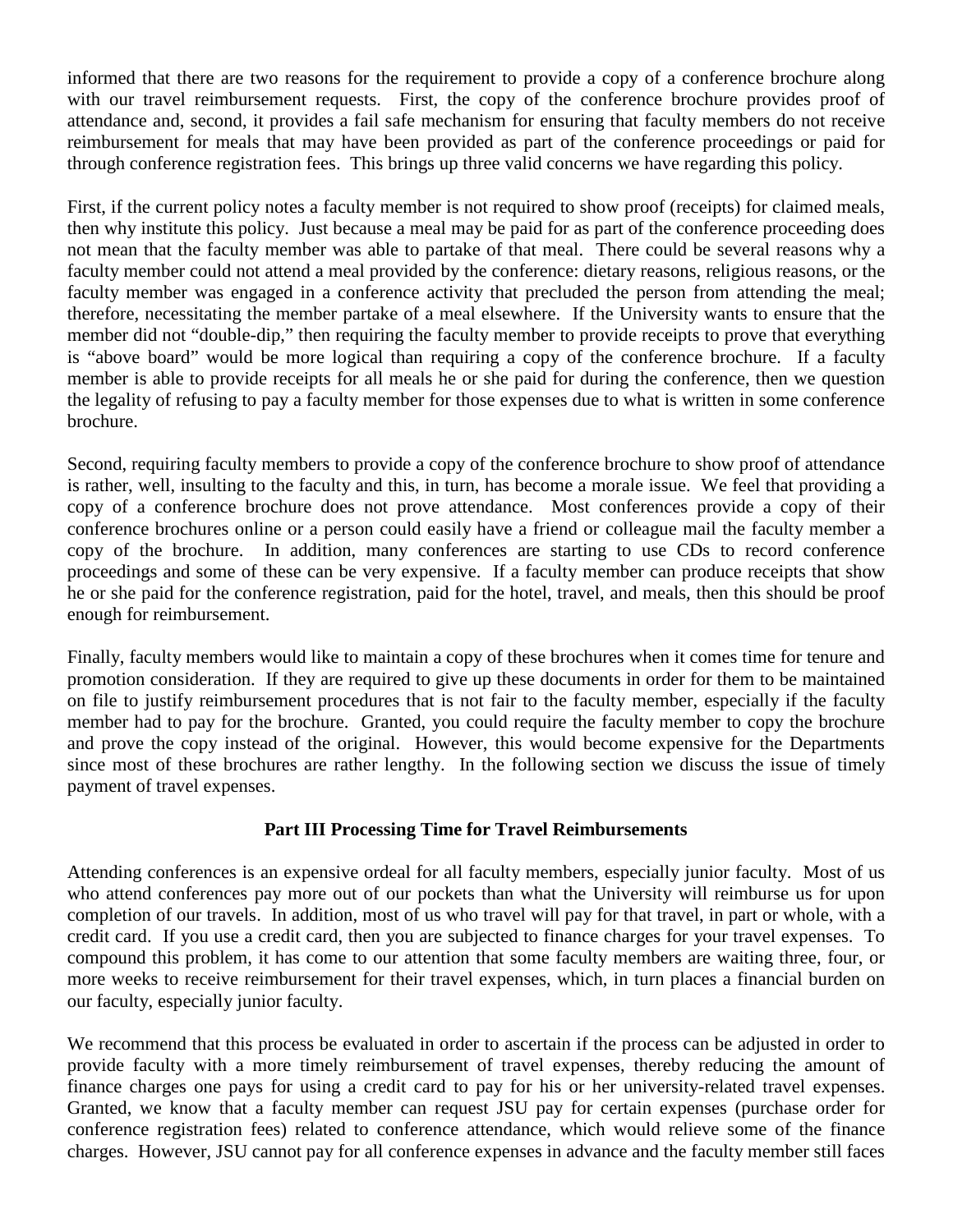informed that there are two reasons for the requirement to provide a copy of a conference brochure along with our travel reimbursement requests. First, the copy of the conference brochure provides proof of attendance and, second, it provides a fail safe mechanism for ensuring that faculty members do not receive reimbursement for meals that may have been provided as part of the conference proceedings or paid for through conference registration fees. This brings up three valid concerns we have regarding this policy.

First, if the current policy notes a faculty member is not required to show proof (receipts) for claimed meals, then why institute this policy. Just because a meal may be paid for as part of the conference proceeding does not mean that the faculty member was able to partake of that meal. There could be several reasons why a faculty member could not attend a meal provided by the conference: dietary reasons, religious reasons, or the faculty member was engaged in a conference activity that precluded the person from attending the meal; therefore, necessitating the member partake of a meal elsewhere. If the University wants to ensure that the member did not "double-dip," then requiring the faculty member to provide receipts to prove that everything is "above board" would be more logical than requiring a copy of the conference brochure. If a faculty member is able to provide receipts for all meals he or she paid for during the conference, then we question the legality of refusing to pay a faculty member for those expenses due to what is written in some conference brochure.

Second, requiring faculty members to provide a copy of the conference brochure to show proof of attendance is rather, well, insulting to the faculty and this, in turn, has become a morale issue. We feel that providing a copy of a conference brochure does not prove attendance. Most conferences provide a copy of their conference brochures online or a person could easily have a friend or colleague mail the faculty member a copy of the brochure. In addition, many conferences are starting to use CDs to record conference proceedings and some of these can be very expensive. If a faculty member can produce receipts that show he or she paid for the conference registration, paid for the hotel, travel, and meals, then this should be proof enough for reimbursement.

Finally, faculty members would like to maintain a copy of these brochures when it comes time for tenure and promotion consideration. If they are required to give up these documents in order for them to be maintained on file to justify reimbursement procedures that is not fair to the faculty member, especially if the faculty member had to pay for the brochure. Granted, you could require the faculty member to copy the brochure and prove the copy instead of the original. However, this would become expensive for the Departments since most of these brochures are rather lengthy. In the following section we discuss the issue of timely payment of travel expenses.

## Part III Processing Time for Travel Reimbursements

Attending conferences is an expensive ordeal for all faculty members, especially junior faculty. Most of us who attend conferences pay more out of our pockets than what the University will reimburse us for upon completion of our travels. In addition, most of us who travel will pay for that travel, in part or whole, with a credit card. If you use a credit card, then you are subjected to finance charges for your travel expenses. To compound this problem, it has come to our attention that some faculty members are waiting three, four, or more weeks to receive reimbursement for their travel expenses, which, in turn places a financial burden on our faculty, especially junior faculty.

We recommend that this process be evaluated in order to ascertain if the process can be adjusted in order to provide faculty with a more timely reimbursement of travel expenses, thereby reducing the amount of finance charges one pays for using a credit card to pay for his or her university-related travel expenses. Granted, we know that a faculty member can request JSU pay for certain expenses (purchase order for conference registration fees) related to conference attendance, which would relieve some of the finance charges. However, JSU cannot pay for all conference expenses in advance and the faculty member still faces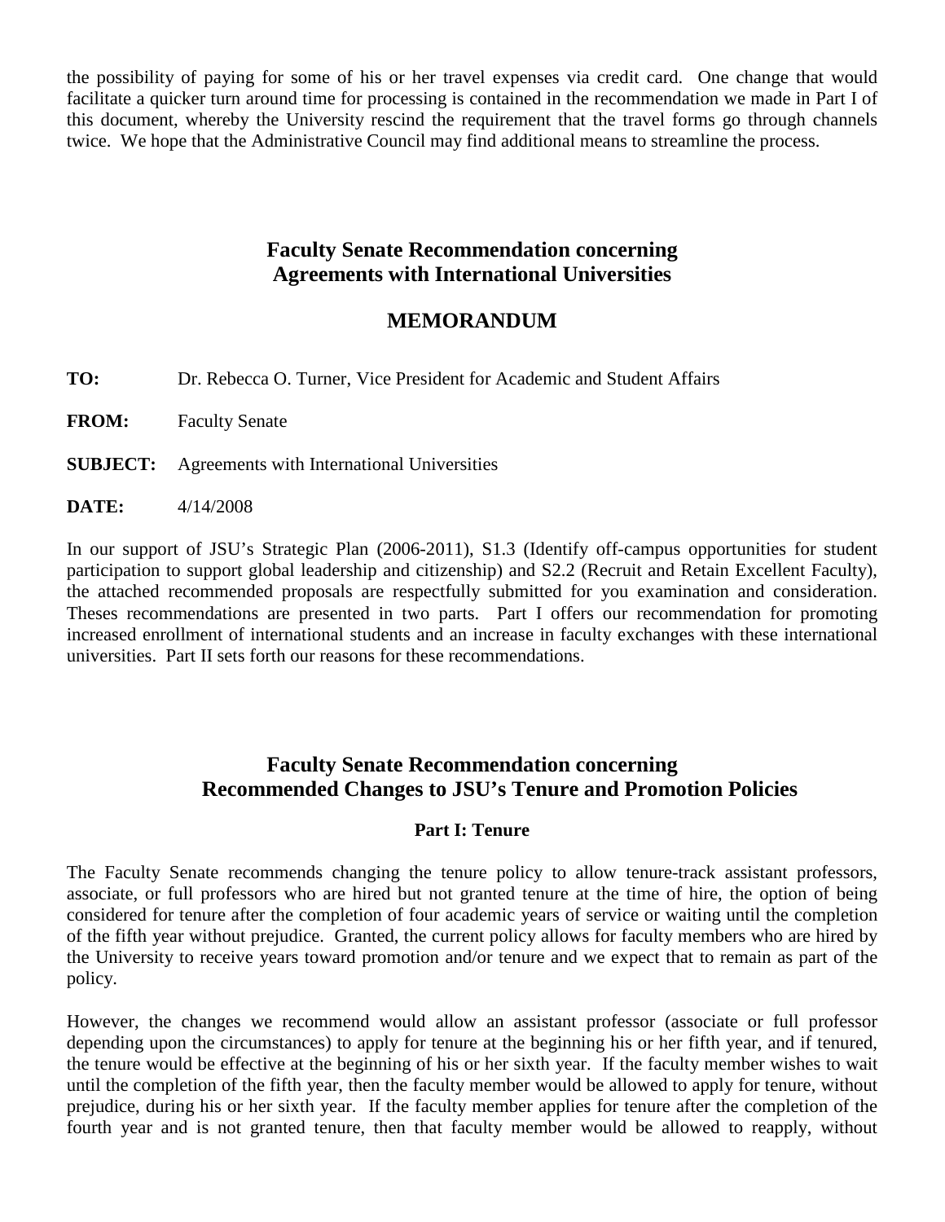the possibility of paying for some of his or her travel expenses via credit card. One change that would facilitate a quicker turn around time for processing is contained in the recommendation we made in Part I of this document, whereby the University rescind the requirement that the travel forms go through channels twice. We hope that the Administrative Council may find additional means to streamline the process.

## Faculty Senate Recommendation concerning Agreements with International Universities

## MEMORANDUM

**TO:** Dr. Rebecca O. Turner, Vice President for Academic and Student Affairs

**FROM:** Faculty Senate

**SUBJECT:** Agreements with International Universities

**DATE:** 4/14/2008

In our support of JSU's Strategic Plan (2006-2011), S1.3 (Identify off-campus opportunities for student participation to support global leadership and citizenship) and S2.2 (Recruit and Retain Excellent Faculty), the attached recommended proposals are respectfully submitted for you examination and consideration. Theses recommendations are presented in two parts. Part I offers our recommendation for promoting increased enrollment of international students and an increase in faculty exchanges with these international universities. Part II sets forth our reasons for these recommendations.

## Faculty Senate Recommendation concerning Recommended Changes to JSU's Tenure and Promotion Policies

### Part I: Tenure

The Faculty Senate recommends changing the tenure policy to allow tenure-track assistant professors, associate, or full professors who are hired but not granted tenure at the time of hire, the option of being considered for tenure after the completion of four academic years of service or waiting until the completion of the fifth year without prejudice. Granted, the current policy allows for faculty members who are hired by the University to receive years toward promotion and/or tenure and we expect that to remain as part of the policy.

However, the changes we recommend would allow an assistant professor (associate or full professor depending upon the circumstances) to apply for tenure at the beginning his or her fifth year, and if tenured, the tenure would be effective at the beginning of his or her sixth year. If the faculty member wishes to wait until the completion of the fifth year, then the faculty member would be allowed to apply for tenure, without prejudice, during his or her sixth year. If the faculty member applies for tenure after the completion of the fourth year and is not granted tenure, then that faculty member would be allowed to reapply, without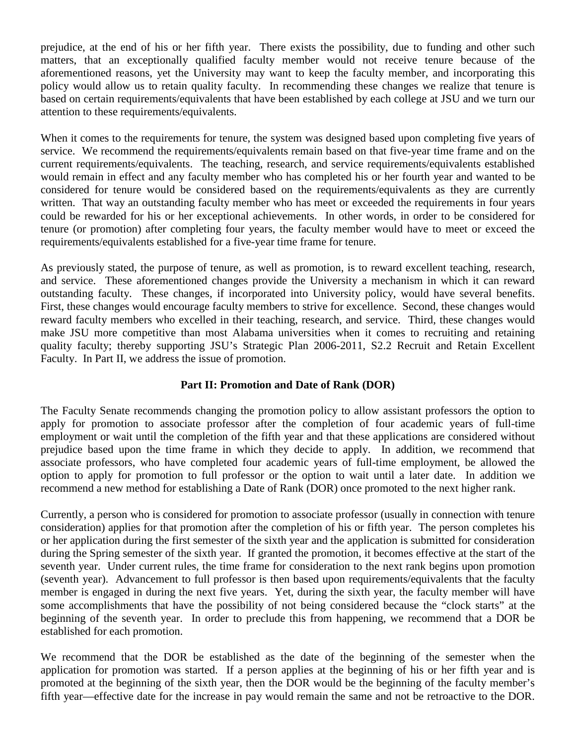prejudice, at the end of his or her fifth year. There exists the possibility, due to funding and other such matters, that an exceptionally qualified faculty member would not receive tenure because of the aforementioned reasons, yet the University may want to keep the faculty member, and incorporating this policy would allow us to retain quality faculty. In recommending these changes we realize that tenure is based on certain requirements/equivalents that have been established by each college at JSU and we turn our attention to these requirements/equivalents.

When it comes to the requirements for tenure, the system was designed based upon completing five years of service. We recommend the requirements/equivalents remain based on that five-year time frame and on the current requirements/equivalents. The teaching, research, and service requirements/equivalents established would remain in effect and any faculty member who has completed his or her fourth year and wanted to be considered for tenure would be considered based on the requirements/equivalents as they are currently written. That way an outstanding faculty member who has meet or exceeded the requirements in four years could be rewarded for his or her exceptional achievements. In other words, in order to be considered for tenure (or promotion) after completing four years, the faculty member would have to meet or exceed the requirements/equivalents established for a five-year time frame for tenure.

As previously stated, the purpose of tenure, as well as promotion, is to reward excellent teaching, research, and service. These aforementioned changes provide the University a mechanism in which it can reward outstanding faculty. These changes, if incorporated into University policy, would have several benefits. First, these changes would encourage faculty members to strive for excellence. Second, these changes would reward faculty members who excelled in their teaching, research, and service. Third, these changes would make JSU more competitive than most Alabama universities when it comes to recruiting and retaining quality faculty; thereby supporting JSU's Strategic Plan 2006-2011, S2.2 Recruit and Retain Excellent Faculty. In Part II, we address the issue of promotion.

## Part II: Promotion and Date of Rank (DOR)

The Faculty Senate recommends changing the promotion policy to allow assistant professors the option to apply for promotion to associate professor after the completion of four academic years of full-time employment or wait until the completion of the fifth year and that these applications are considered without prejudice based upon the time frame in which they decide to apply. In addition, we recommend that associate professors, who have completed four academic years of full-time employment, be allowed the option to apply for promotion to full professor or the option to wait until a later date. In addition we recommend a new method for establishing a Date of Rank (DOR) once promoted to the next higher rank.

Currently, a person who is considered for promotion to associate professor (usually in connection with tenure consideration) applies for that promotion after the completion of his or fifth year. The person completes his or her application during the first semester of the sixth year and the application is submitted for consideration during the Spring semester of the sixth year. If granted the promotion, it becomes effective at the start of the seventh year. Under current rules, the time frame for consideration to the next rank begins upon promotion (seventh year). Advancement to full professor is then based upon requirements/equivalents that the faculty member is engaged in during the next five years. Yet, during the sixth year, the faculty member will have some accomplishments that have the possibility of not being considered because the "clock starts" at the beginning of the seventh year. In order to preclude this from happening, we recommend that a DOR be established for each promotion.

We recommend that the DOR be established as the date of the beginning of the semester when the application for promotion was started. If a person applies at the beginning of his or her fifth year and is promoted at the beginning of the sixth year, then the DOR would be the beginning of the faculty member's fifth year—effective date for the increase in pay would remain the same and not be retroactive to the DOR.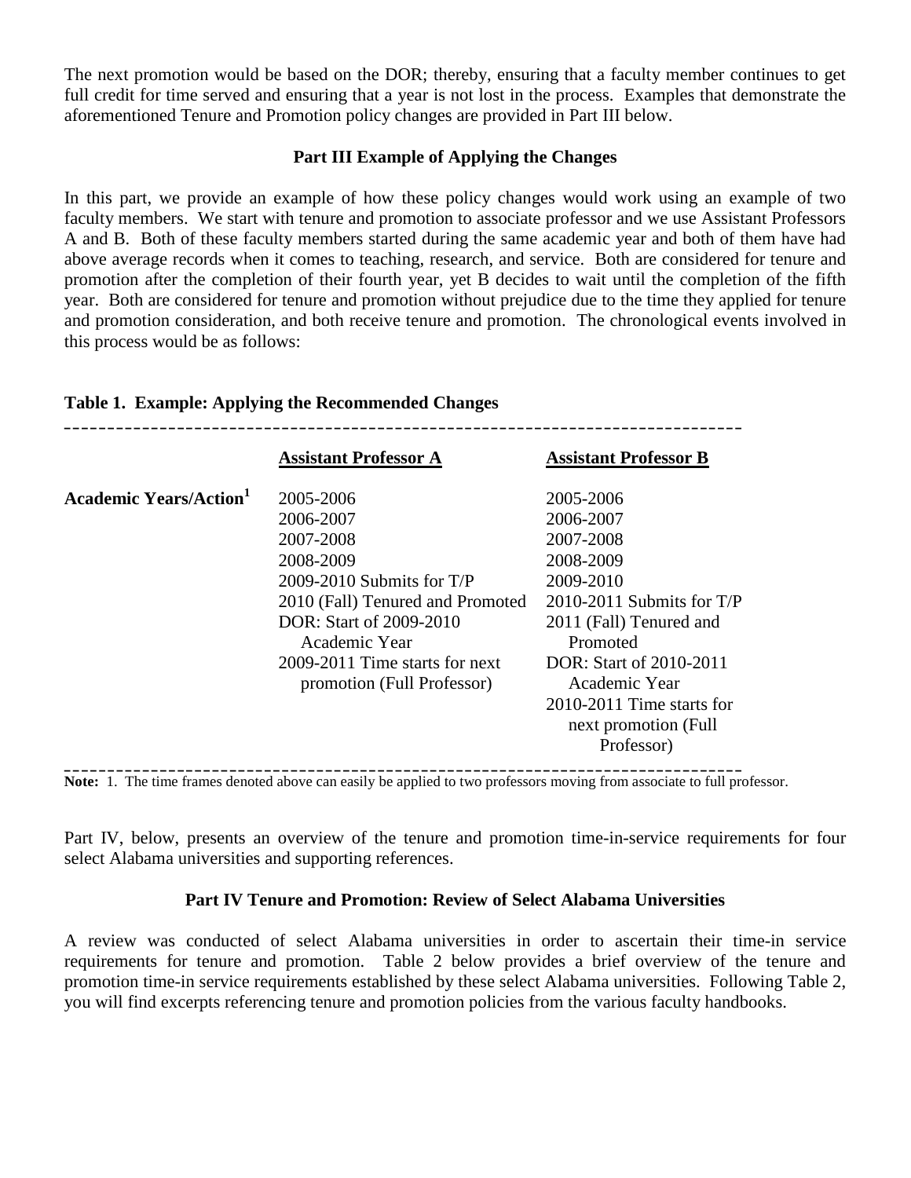The next promotion would be based on the DOR; thereby, ensuring that a faculty member continues to get full credit for time served and ensuring that a year is not lost in the process. Examples that demonstrate the aforementioned Tenure and Promotion policy changes are provided in Part III below.

### Part III Example of Applying the Changes

In this part, we provide an example of how these policy changes would work using an example of two faculty members. We start with tenure and promotion to associate professor and we use Assistant Professors A and B. Both of these faculty members started during the same academic year and both of them have had above average records when it comes to teaching, research, and service. Both are considered for tenure and promotion after the completion of their fourth year, yet B decides to wait until the completion of the fifth year. Both are considered for tenure and promotion without prejudice due to the time they applied for tenure and promotion consideration, and both receive tenure and promotion. The chronological events involved in this process would be as follows:

**Table 1. Example: Applying the Recommended Changes**

| | Assistant Professor A | Assistant Professor B |
|---|---|---|
| **Academic Years/Action[1]** | 2005-2006 | 2005-2006 |
| | 2006-2007 | 2006-2007 |
| | 2007-2008 | 2007-2008 |
| | 2008-2009 | 2008-2009 |
| | 2009-2010 Submits for T/P | 2009-2010 |
| | 2010 (Fall) Tenured and Promoted | 2010-2011 Submits for T/P |
| | DOR: Start of 2009-2010 Academic Year | 2011 (Fall) Tenured and Promoted |
| | 2009-2011 Time starts for next promotion (Full Professor) | DOR: Start of 2010-2011 Academic Year |
| | | 2010-2011 Time starts for next promotion (Full Professor) |

**Note:** 1. The time frames denoted above can easily be applied to two professors moving from associate to full professor.

Part IV, below, presents an overview of the tenure and promotion time-in-service requirements for four select Alabama universities and supporting references.

### Part IV Tenure and Promotion: Review of Select Alabama Universities

A review was conducted of select Alabama universities in order to ascertain their time-in service requirements for tenure and promotion. Table 2 below provides a brief overview of the tenure and promotion time-in service requirements established by these select Alabama universities. Following Table 2, you will find excerpts referencing tenure and promotion policies from the various faculty handbooks.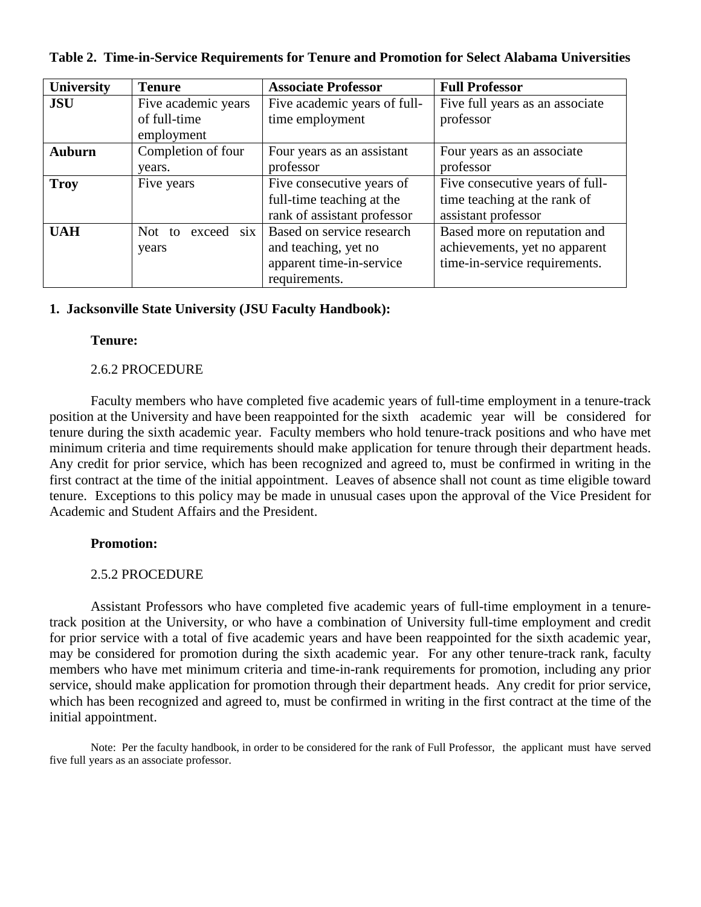**Table 2. Time-in-Service Requirements for Tenure and Promotion for Select Alabama Universities**

| University | Tenure | Associate Professor | Full Professor |
|---|---|---|---|
| **JSU** | Five academic years of full-time employment | Five academic years of full-time employment | Five full years as an associate professor |
| **Auburn** | Completion of four years. | Four years as an assistant professor | Four years as an associate professor |
| **Troy** | Five years | Five consecutive years of full-time teaching at the rank of assistant professor | Five consecutive years of full-time teaching at the rank of assistant professor |
| **UAH** | Not to exceed six years | Based on service research and teaching, yet no apparent time-in-service requirements. | Based more on reputation and achievements, yet no apparent time-in-service requirements. |

**1. Jacksonville State University (JSU Faculty Handbook):**

**Tenure:**

2.6.2 PROCEDURE

Faculty members who have completed five academic years of full-time employment in a tenure-track position at the University and have been reappointed for the sixth academic year will be considered for tenure during the sixth academic year. Faculty members who hold tenure-track positions and who have met minimum criteria and time requirements should make application for tenure through their department heads. Any credit for prior service, which has been recognized and agreed to, must be confirmed in writing in the first contract at the time of the initial appointment. Leaves of absence shall not count as time eligible toward tenure. Exceptions to this policy may be made in unusual cases upon the approval of the Vice President for Academic and Student Affairs and the President.

**Promotion:**

2.5.2 PROCEDURE

Assistant Professors who have completed five academic years of full-time employment in a tenure-track position at the University, or who have a combination of University full-time employment and credit for prior service with a total of five academic years and have been reappointed for the sixth academic year, may be considered for promotion during the sixth academic year. For any other tenure-track rank, faculty members who have met minimum criteria and time-in-rank requirements for promotion, including any prior service, should make application for promotion through their department heads. Any credit for prior service, which has been recognized and agreed to, must be confirmed in writing in the first contract at the time of the initial appointment.

Note: Per the faculty handbook, in order to be considered for the rank of Full Professor, the applicant must have served five full years as an associate professor.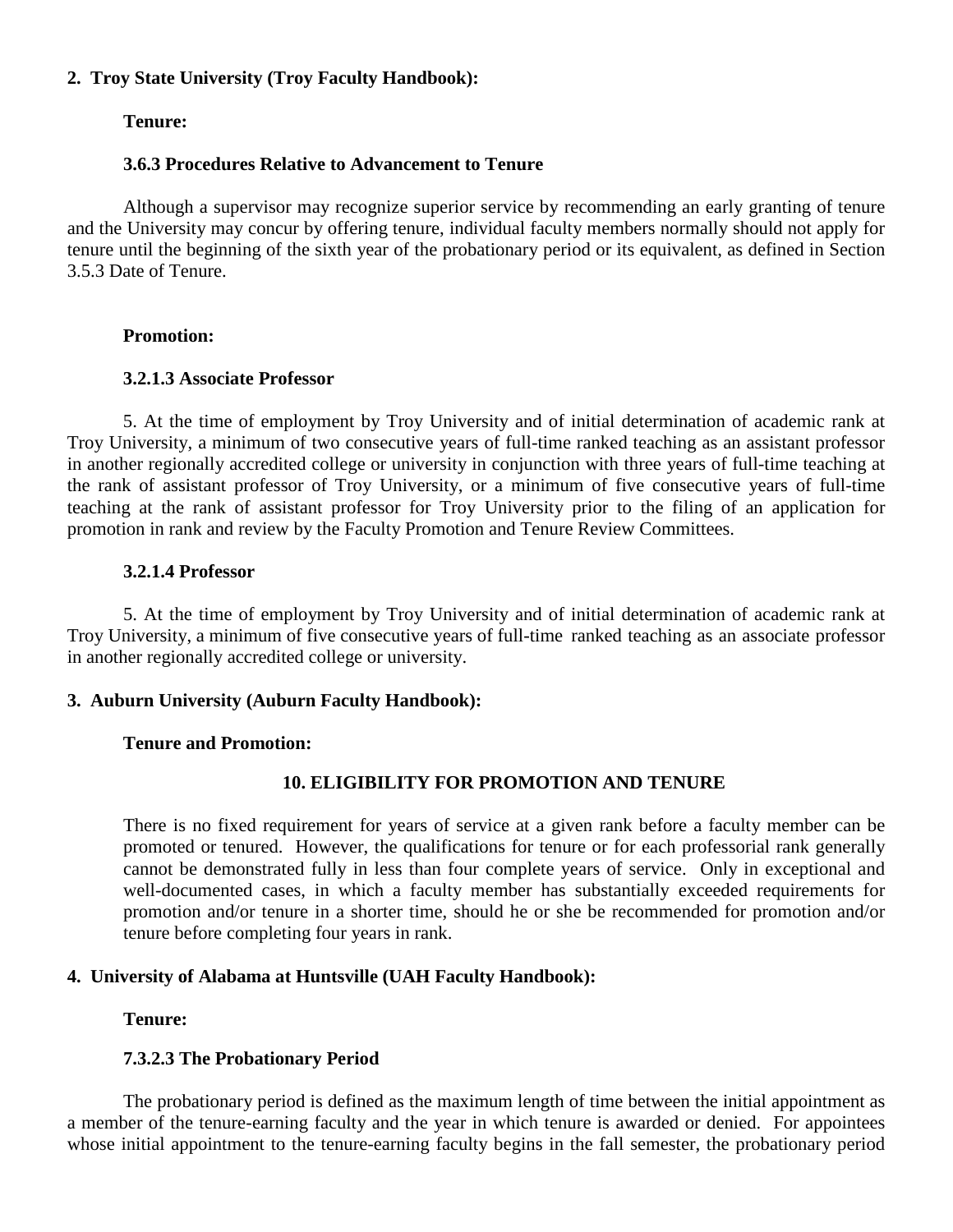**2. Troy State University (Troy Faculty Handbook):**

**Tenure:**

**3.6.3 Procedures Relative to Advancement to Tenure**

Although a supervisor may recognize superior service by recommending an early granting of tenure and the University may concur by offering tenure, individual faculty members normally should not apply for tenure until the beginning of the sixth year of the probationary period or its equivalent, as defined in Section 3.5.3 Date of Tenure.

**Promotion:**

**3.2.1.3 Associate Professor**

5. At the time of employment by Troy University and of initial determination of academic rank at Troy University, a minimum of two consecutive years of full-time ranked teaching as an assistant professor in another regionally accredited college or university in conjunction with three years of full-time teaching at the rank of assistant professor of Troy University, or a minimum of five consecutive years of full-time teaching at the rank of assistant professor for Troy University prior to the filing of an application for promotion in rank and review by the Faculty Promotion and Tenure Review Committees.

**3.2.1.4 Professor**

5. At the time of employment by Troy University and of initial determination of academic rank at Troy University, a minimum of five consecutive years of full-time ranked teaching as an associate professor in another regionally accredited college or university.

**3. Auburn University (Auburn Faculty Handbook):**

**Tenure and Promotion:**

**10. ELIGIBILITY FOR PROMOTION AND TENURE**

There is no fixed requirement for years of service at a given rank before a faculty member can be promoted or tenured. However, the qualifications for tenure or for each professorial rank generally cannot be demonstrated fully in less than four complete years of service. Only in exceptional and well-documented cases, in which a faculty member has substantially exceeded requirements for promotion and/or tenure in a shorter time, should he or she be recommended for promotion and/or tenure before completing four years in rank.

**4. University of Alabama at Huntsville (UAH Faculty Handbook):**

**Tenure:**

**7.3.2.3 The Probationary Period**

The probationary period is defined as the maximum length of time between the initial appointment as a member of the tenure-earning faculty and the year in which tenure is awarded or denied. For appointees whose initial appointment to the tenure-earning faculty begins in the fall semester, the probationary period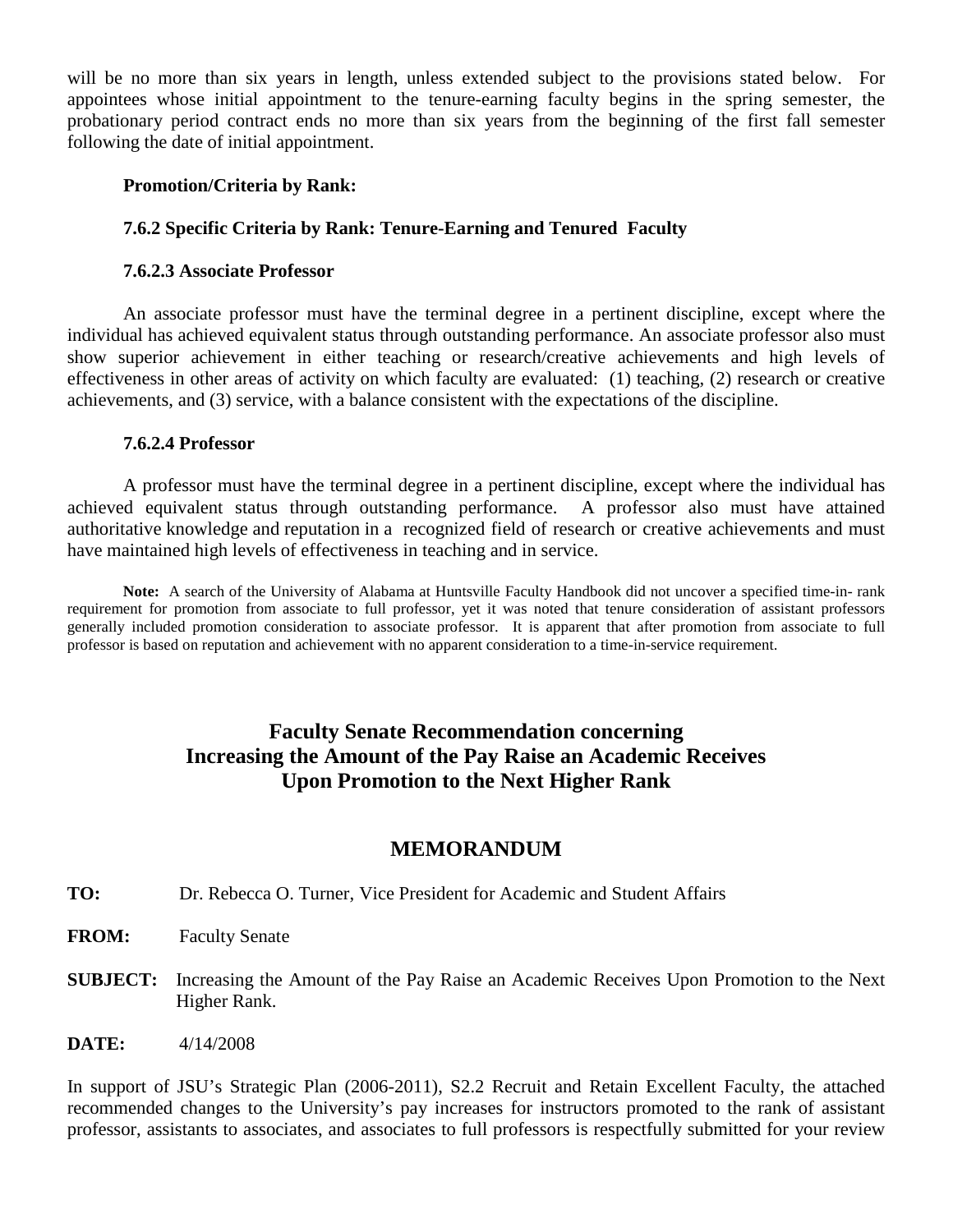will be no more than six years in length, unless extended subject to the provisions stated below. For appointees whose initial appointment to the tenure-earning faculty begins in the spring semester, the probationary period contract ends no more than six years from the beginning of the first fall semester following the date of initial appointment.

**Promotion/Criteria by Rank:**

**7.6.2 Specific Criteria by Rank: Tenure-Earning and Tenured Faculty**

**7.6.2.3 Associate Professor**

An associate professor must have the terminal degree in a pertinent discipline, except where the individual has achieved equivalent status through outstanding performance. An associate professor also must show superior achievement in either teaching or research/creative achievements and high levels of effectiveness in other areas of activity on which faculty are evaluated: (1) teaching, (2) research or creative achievements, and (3) service, with a balance consistent with the expectations of the discipline.

**7.6.2.4 Professor**

A professor must have the terminal degree in a pertinent discipline, except where the individual has achieved equivalent status through outstanding performance. A professor also must have attained authoritative knowledge and reputation in a recognized field of research or creative achievements and must have maintained high levels of effectiveness in teaching and in service.

**Note:** A search of the University of Alabama at Huntsville Faculty Handbook did not uncover a specified time-in- rank requirement for promotion from associate to full professor, yet it was noted that tenure consideration of assistant professors generally included promotion consideration to associate professor. It is apparent that after promotion from associate to full professor is based on reputation and achievement with no apparent consideration to a time-in-service requirement.

## Faculty Senate Recommendation concerning Increasing the Amount of the Pay Raise an Academic Receives Upon Promotion to the Next Higher Rank

## MEMORANDUM

**TO:** Dr. Rebecca O. Turner, Vice President for Academic and Student Affairs

**FROM:** Faculty Senate

**SUBJECT:** Increasing the Amount of the Pay Raise an Academic Receives Upon Promotion to the Next Higher Rank.

**DATE:** 4/14/2008

In support of JSU's Strategic Plan (2006-2011), S2.2 Recruit and Retain Excellent Faculty, the attached recommended changes to the University's pay increases for instructors promoted to the rank of assistant professor, assistants to associates, and associates to full professors is respectfully submitted for your review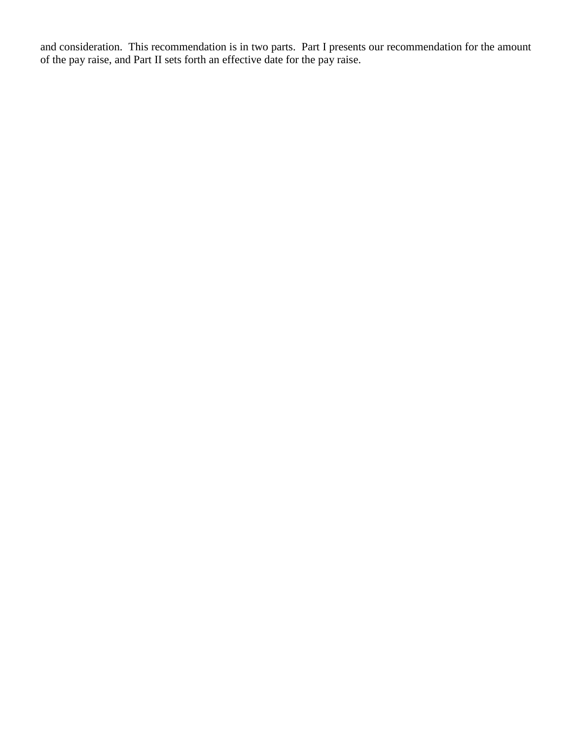and consideration. This recommendation is in two parts. Part I presents our recommendation for the amount of the pay raise, and Part II sets forth an effective date for the pay raise.